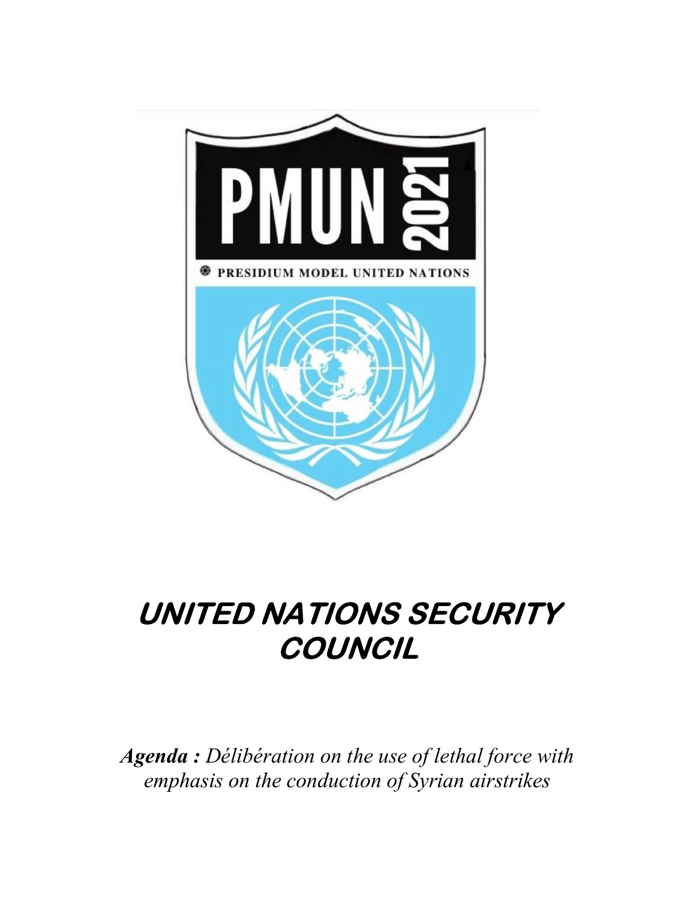PMUN 2021

PRESIDIUM MODEL UNITED NATIONS

# UNITED NATIONS SECURITY COUNCIL

***Agenda :*** *Délibération on the use of lethal force with emphasis on the conduction of Syrian airstrikes*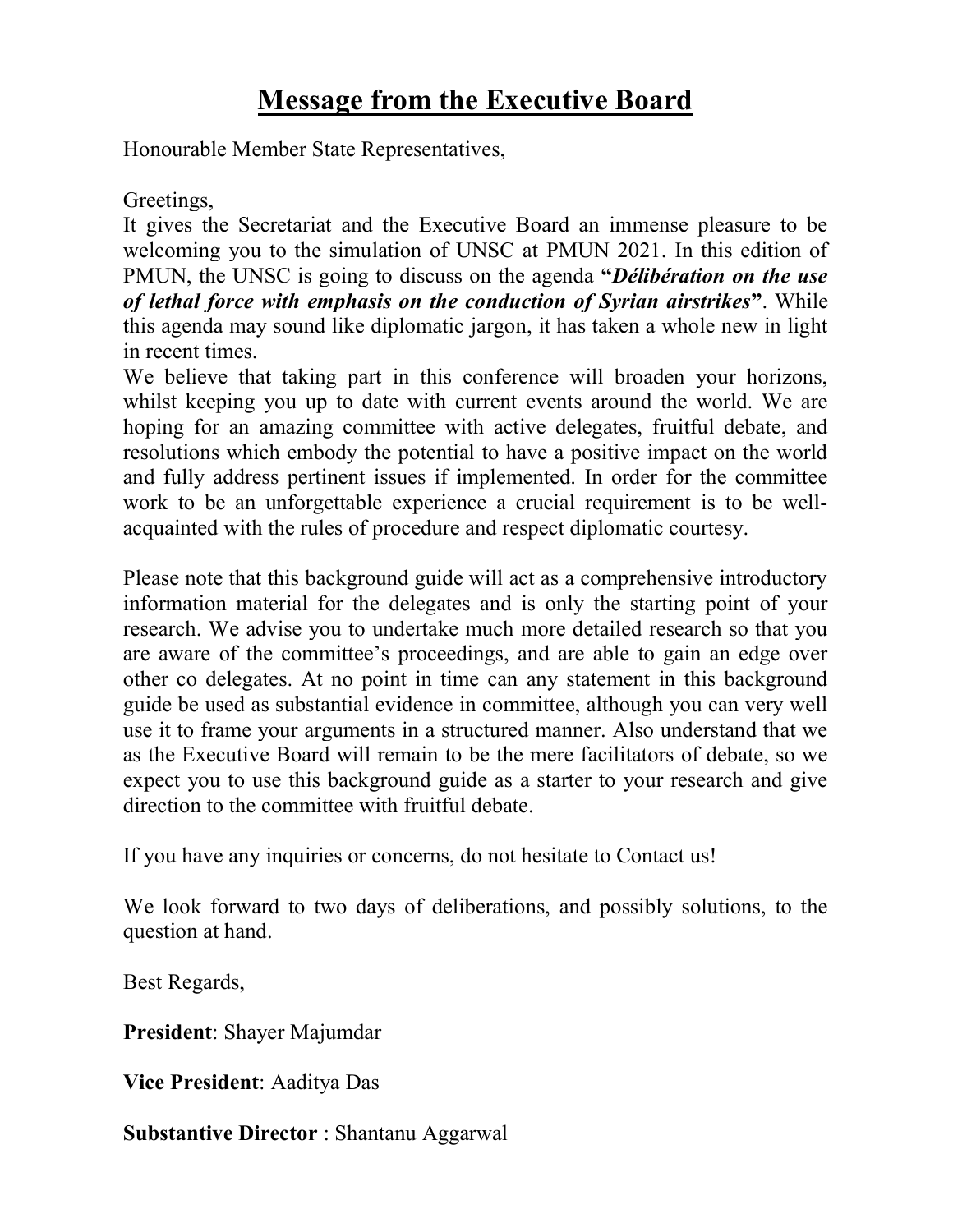# Message from the Executive Board

Honourable Member State Representatives,

Greetings,

It gives the Secretariat and the Executive Board an immense pleasure to be welcoming you to the simulation of UNSC at PMUN 2021. In this edition of PMUN, the UNSC is going to discuss on the agenda **"*Délibération on the use of lethal force with emphasis on the conduction of Syrian airstrikes*"**. While this agenda may sound like diplomatic jargon, it has taken a whole new in light in recent times.

We believe that taking part in this conference will broaden your horizons, whilst keeping you up to date with current events around the world. We are hoping for an amazing committee with active delegates, fruitful debate, and resolutions which embody the potential to have a positive impact on the world and fully address pertinent issues if implemented. In order for the committee work to be an unforgettable experience a crucial requirement is to be well-acquainted with the rules of procedure and respect diplomatic courtesy.

Please note that this background guide will act as a comprehensive introductory information material for the delegates and is only the starting point of your research. We advise you to undertake much more detailed research so that you are aware of the committee's proceedings, and are able to gain an edge over other co delegates. At no point in time can any statement in this background guide be used as substantial evidence in committee, although you can very well use it to frame your arguments in a structured manner. Also understand that we as the Executive Board will remain to be the mere facilitators of debate, so we expect you to use this background guide as a starter to your research and give direction to the committee with fruitful debate.

If you have any inquiries or concerns, do not hesitate to Contact us!

We look forward to two days of deliberations, and possibly solutions, to the question at hand.

Best Regards,

**President**: Shayer Majumdar

**Vice President**: Aaditya Das

**Substantive Director** : Shantanu Aggarwal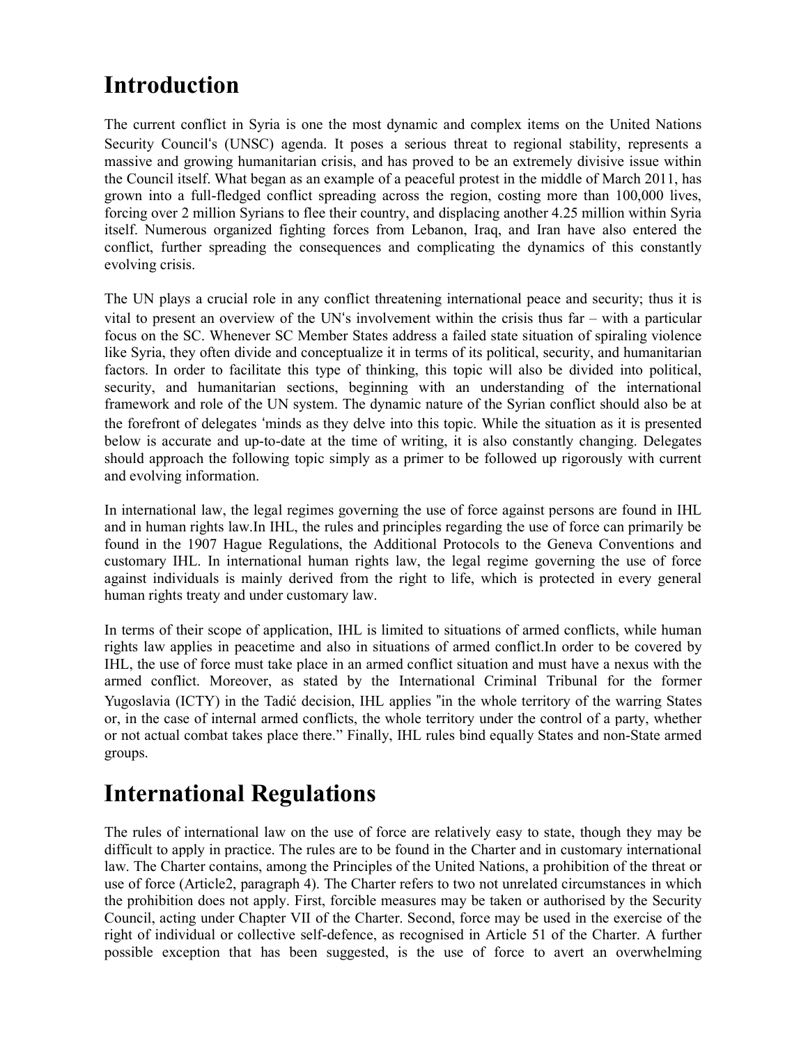# Introduction

The current conflict in Syria is one the most dynamic and complex items on the United Nations Security Council's (UNSC) agenda. It poses a serious threat to regional stability, represents a massive and growing humanitarian crisis, and has proved to be an extremely divisive issue within the Council itself. What began as an example of a peaceful protest in the middle of March 2011, has grown into a full-fledged conflict spreading across the region, costing more than 100,000 lives, forcing over 2 million Syrians to flee their country, and displacing another 4.25 million within Syria itself. Numerous organized fighting forces from Lebanon, Iraq, and Iran have also entered the conflict, further spreading the consequences and complicating the dynamics of this constantly evolving crisis.

The UN plays a crucial role in any conflict threatening international peace and security; thus it is vital to present an overview of the UN's involvement within the crisis thus far – with a particular focus on the SC. Whenever SC Member States address a failed state situation of spiraling violence like Syria, they often divide and conceptualize it in terms of its political, security, and humanitarian factors. In order to facilitate this type of thinking, this topic will also be divided into political, security, and humanitarian sections, beginning with an understanding of the international framework and role of the UN system. The dynamic nature of the Syrian conflict should also be at the forefront of delegates 'minds as they delve into this topic. While the situation as it is presented below is accurate and up-to-date at the time of writing, it is also constantly changing. Delegates should approach the following topic simply as a primer to be followed up rigorously with current and evolving information.

In international law, the legal regimes governing the use of force against persons are found in IHL and in human rights law.In IHL, the rules and principles regarding the use of force can primarily be found in the 1907 Hague Regulations, the Additional Protocols to the Geneva Conventions and customary IHL. In international human rights law, the legal regime governing the use of force against individuals is mainly derived from the right to life, which is protected in every general human rights treaty and under customary law.

In terms of their scope of application, IHL is limited to situations of armed conflicts, while human rights law applies in peacetime and also in situations of armed conflict.In order to be covered by IHL, the use of force must take place in an armed conflict situation and must have a nexus with the armed conflict. Moreover, as stated by the International Criminal Tribunal for the former Yugoslavia (ICTY) in the Tadić decision, IHL applies "in the whole territory of the warring States or, in the case of internal armed conflicts, the whole territory under the control of a party, whether or not actual combat takes place there." Finally, IHL rules bind equally States and non-State armed groups.

# International Regulations

The rules of international law on the use of force are relatively easy to state, though they may be difficult to apply in practice. The rules are to be found in the Charter and in customary international law. The Charter contains, among the Principles of the United Nations, a prohibition of the threat or use of force (Article2, paragraph 4). The Charter refers to two not unrelated circumstances in which the prohibition does not apply. First, forcible measures may be taken or authorised by the Security Council, acting under Chapter VII of the Charter. Second, force may be used in the exercise of the right of individual or collective self-defence, as recognised in Article 51 of the Charter. A further possible exception that has been suggested, is the use of force to avert an overwhelming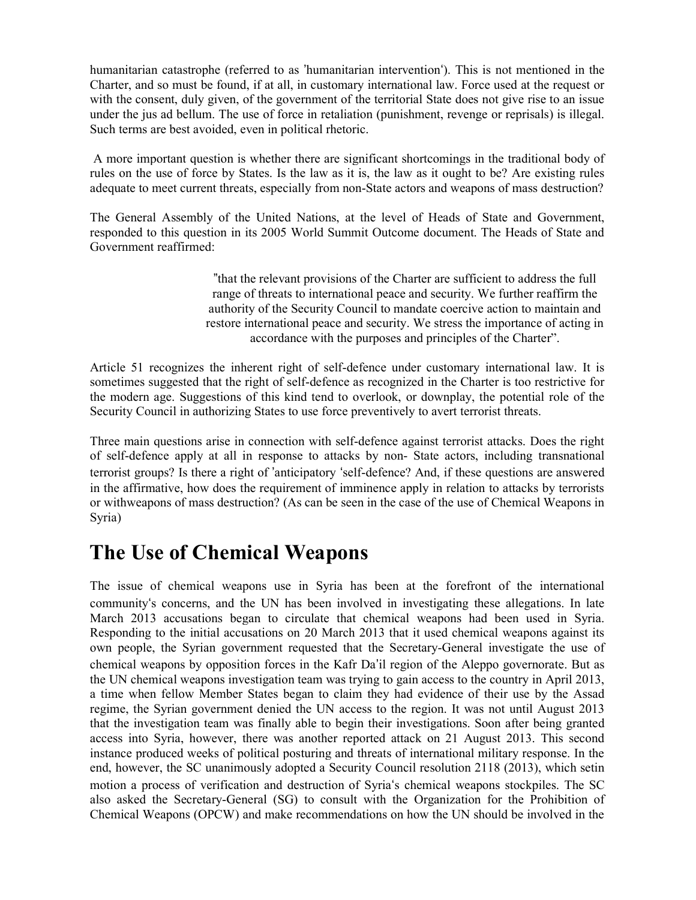humanitarian catastrophe (referred to as 'humanitarian intervention'). This is not mentioned in the Charter, and so must be found, if at all, in customary international law. Force used at the request or with the consent, duly given, of the government of the territorial State does not give rise to an issue under the jus ad bellum. The use of force in retaliation (punishment, revenge or reprisals) is illegal. Such terms are best avoided, even in political rhetoric.

A more important question is whether there are significant shortcomings in the traditional body of rules on the use of force by States. Is the law as it is, the law as it ought to be? Are existing rules adequate to meet current threats, especially from non-State actors and weapons of mass destruction?

The General Assembly of the United Nations, at the level of Heads of State and Government, responded to this question in its 2005 World Summit Outcome document. The Heads of State and Government reaffirmed:

> "that the relevant provisions of the Charter are sufficient to address the full range of threats to international peace and security. We further reaffirm the authority of the Security Council to mandate coercive action to maintain and restore international peace and security. We stress the importance of acting in accordance with the purposes and principles of the Charter".

Article 51 recognizes the inherent right of self-defence under customary international law. It is sometimes suggested that the right of self-defence as recognized in the Charter is too restrictive for the modern age. Suggestions of this kind tend to overlook, or downplay, the potential role of the Security Council in authorizing States to use force preventively to avert terrorist threats.

Three main questions arise in connection with self-defence against terrorist attacks. Does the right of self-defence apply at all in response to attacks by non- State actors, including transnational terrorist groups? Is there a right of 'anticipatory 'self-defence? And, if these questions are answered in the affirmative, how does the requirement of imminence apply in relation to attacks by terrorists or withweapons of mass destruction? (As can be seen in the case of the use of Chemical Weapons in Syria)

# The Use of Chemical Weapons

The issue of chemical weapons use in Syria has been at the forefront of the international community's concerns, and the UN has been involved in investigating these allegations. In late March 2013 accusations began to circulate that chemical weapons had been used in Syria. Responding to the initial accusations on 20 March 2013 that it used chemical weapons against its own people, the Syrian government requested that the Secretary-General investigate the use of chemical weapons by opposition forces in the Kafr Da'il region of the Aleppo governorate. But as the UN chemical weapons investigation team was trying to gain access to the country in April 2013, a time when fellow Member States began to claim they had evidence of their use by the Assad regime, the Syrian government denied the UN access to the region. It was not until August 2013 that the investigation team was finally able to begin their investigations. Soon after being granted access into Syria, however, there was another reported attack on 21 August 2013. This second instance produced weeks of political posturing and threats of international military response. In the end, however, the SC unanimously adopted a Security Council resolution 2118 (2013), which setin motion a process of verification and destruction of Syria's chemical weapons stockpiles. The SC also asked the Secretary-General (SG) to consult with the Organization for the Prohibition of Chemical Weapons (OPCW) and make recommendations on how the UN should be involved in the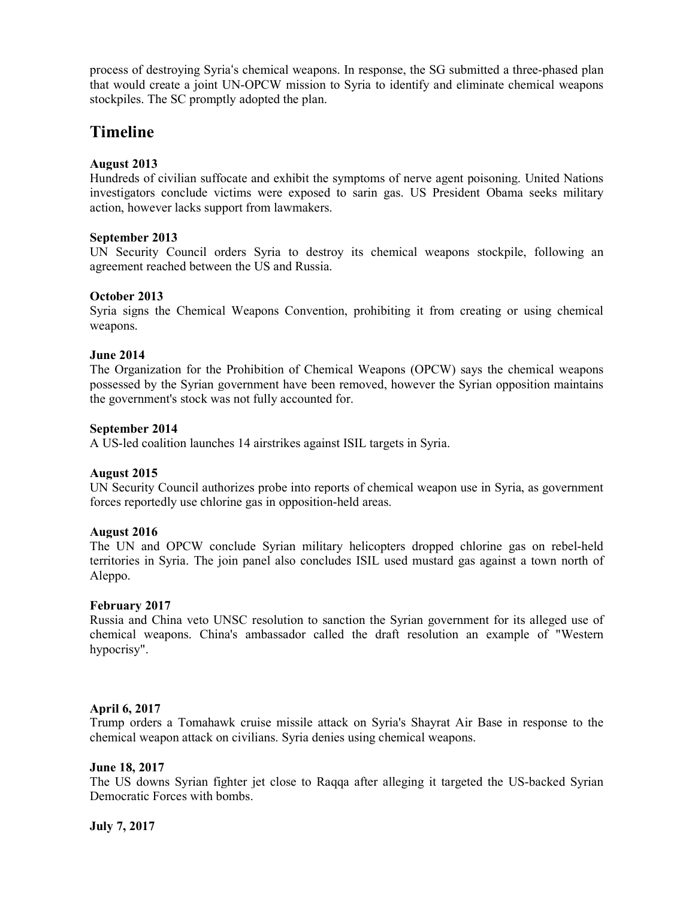process of destroying Syria's chemical weapons. In response, the SG submitted a three-phased plan that would create a joint UN-OPCW mission to Syria to identify and eliminate chemical weapons stockpiles. The SC promptly adopted the plan.

## Timeline

**August 2013**
Hundreds of civilian suffocate and exhibit the symptoms of nerve agent poisoning. United Nations investigators conclude victims were exposed to sarin gas. US President Obama seeks military action, however lacks support from lawmakers.

**September 2013**
UN Security Council orders Syria to destroy its chemical weapons stockpile, following an agreement reached between the US and Russia.

**October 2013**
Syria signs the Chemical Weapons Convention, prohibiting it from creating or using chemical weapons.

**June 2014**
The Organization for the Prohibition of Chemical Weapons (OPCW) says the chemical weapons possessed by the Syrian government have been removed, however the Syrian opposition maintains the government's stock was not fully accounted for.

**September 2014**
A US-led coalition launches 14 airstrikes against ISIL targets in Syria.

**August 2015**
UN Security Council authorizes probe into reports of chemical weapon use in Syria, as government forces reportedly use chlorine gas in opposition-held areas.

**August 2016**
The UN and OPCW conclude Syrian military helicopters dropped chlorine gas on rebel-held territories in Syria. The join panel also concludes ISIL used mustard gas against a town north of Aleppo.

**February 2017**
Russia and China veto UNSC resolution to sanction the Syrian government for its alleged use of chemical weapons. China's ambassador called the draft resolution an example of "Western hypocrisy".

**April 6, 2017**
Trump orders a Tomahawk cruise missile attack on Syria's Shayrat Air Base in response to the chemical weapon attack on civilians. Syria denies using chemical weapons.

**June 18, 2017**
The US downs Syrian fighter jet close to Raqqa after alleging it targeted the US-backed Syrian Democratic Forces with bombs.

**July 7, 2017**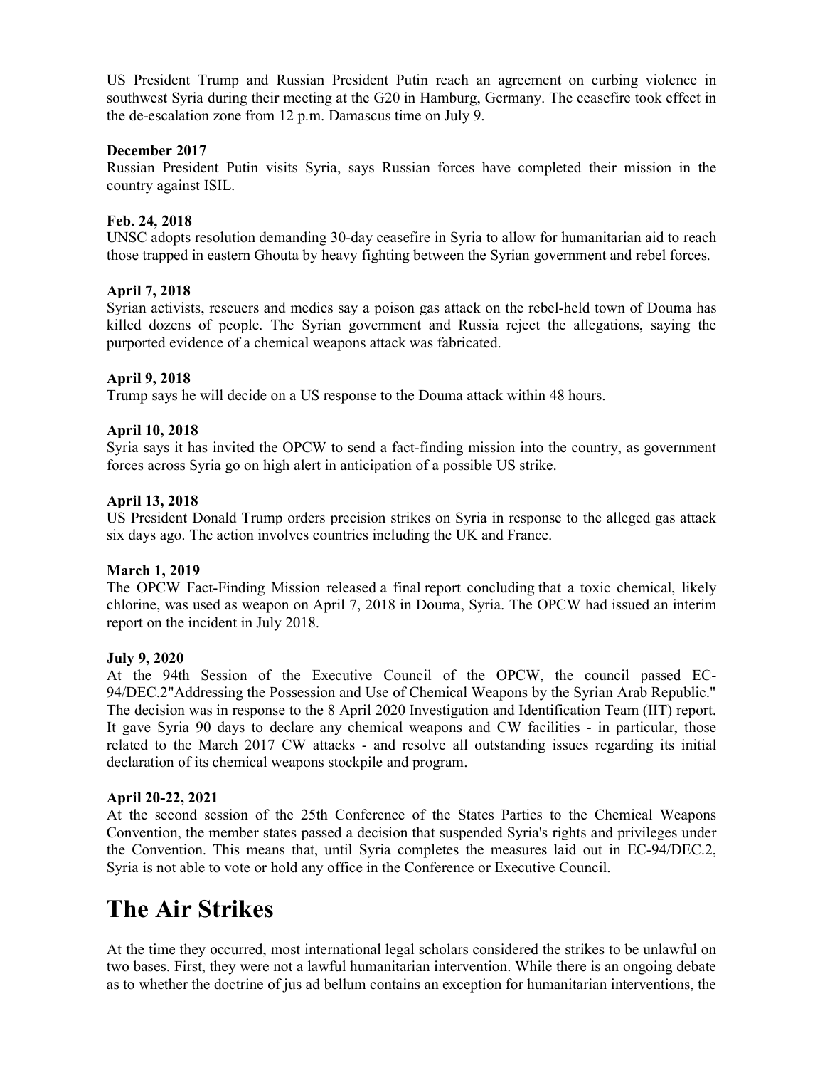US President Trump and Russian President Putin reach an agreement on curbing violence in southwest Syria during their meeting at the G20 in Hamburg, Germany. The ceasefire took effect in the de-escalation zone from 12 p.m. Damascus time on July 9.

**December 2017**
Russian President Putin visits Syria, says Russian forces have completed their mission in the country against ISIL.

**Feb. 24, 2018**
UNSC adopts resolution demanding 30-day ceasefire in Syria to allow for humanitarian aid to reach those trapped in eastern Ghouta by heavy fighting between the Syrian government and rebel forces.

**April 7, 2018**
Syrian activists, rescuers and medics say a poison gas attack on the rebel-held town of Douma has killed dozens of people. The Syrian government and Russia reject the allegations, saying the purported evidence of a chemical weapons attack was fabricated.

**April 9, 2018**
Trump says he will decide on a US response to the Douma attack within 48 hours.

**April 10, 2018**
Syria says it has invited the OPCW to send a fact-finding mission into the country, as government forces across Syria go on high alert in anticipation of a possible US strike.

**April 13, 2018**
US President Donald Trump orders precision strikes on Syria in response to the alleged gas attack six days ago. The action involves countries including the UK and France.

**March 1, 2019**
The OPCW Fact-Finding Mission released a final report concluding that a toxic chemical, likely chlorine, was used as weapon on April 7, 2018 in Douma, Syria. The OPCW had issued an interim report on the incident in July 2018.

**July 9, 2020**
At the 94th Session of the Executive Council of the OPCW, the council passed EC-94/DEC.2"Addressing the Possession and Use of Chemical Weapons by the Syrian Arab Republic." The decision was in response to the 8 April 2020 Investigation and Identification Team (IIT) report. It gave Syria 90 days to declare any chemical weapons and CW facilities - in particular, those related to the March 2017 CW attacks - and resolve all outstanding issues regarding its initial declaration of its chemical weapons stockpile and program.

**April 20-22, 2021**
At the second session of the 25th Conference of the States Parties to the Chemical Weapons Convention, the member states passed a decision that suspended Syria's rights and privileges under the Convention. This means that, until Syria completes the measures laid out in EC-94/DEC.2, Syria is not able to vote or hold any office in the Conference or Executive Council.

# The Air Strikes

At the time they occurred, most international legal scholars considered the strikes to be unlawful on two bases. First, they were not a lawful humanitarian intervention. While there is an ongoing debate as to whether the doctrine of jus ad bellum contains an exception for humanitarian interventions, the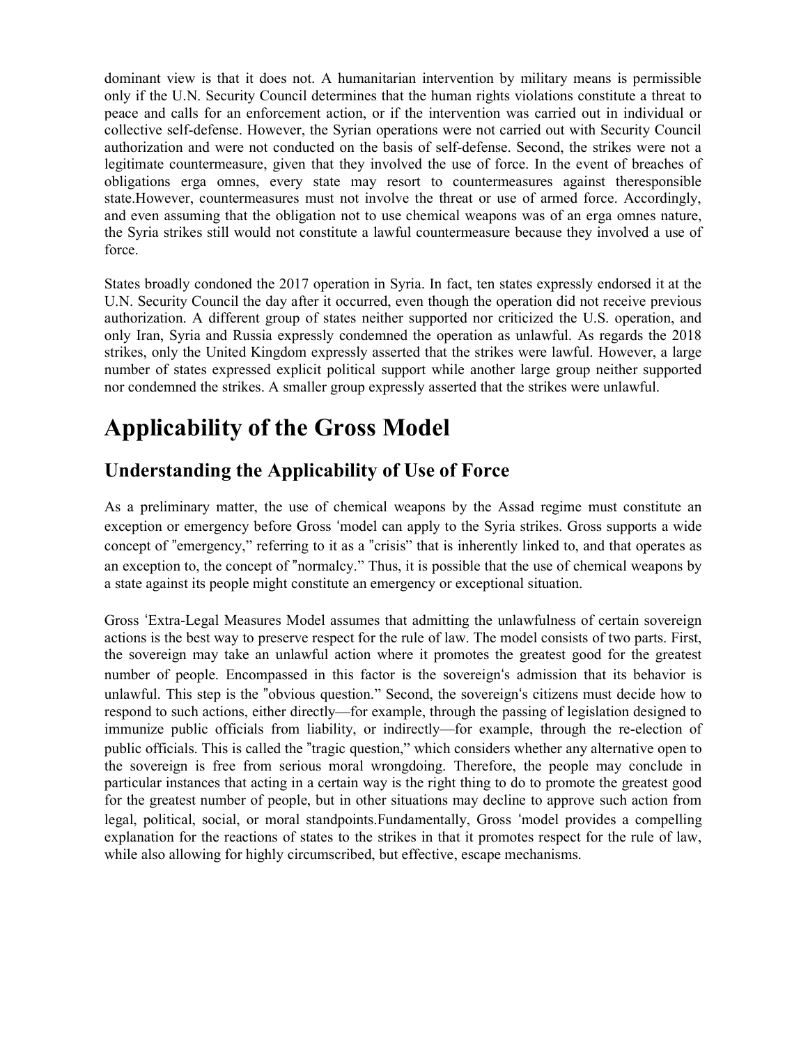dominant view is that it does not. A humanitarian intervention by military means is permissible only if the U.N. Security Council determines that the human rights violations constitute a threat to peace and calls for an enforcement action, or if the intervention was carried out in individual or collective self-defense. However, the Syrian operations were not carried out with Security Council authorization and were not conducted on the basis of self-defense. Second, the strikes were not a legitimate countermeasure, given that they involved the use of force. In the event of breaches of obligations erga omnes, every state may resort to countermeasures against theresponsible state.However, countermeasures must not involve the threat or use of armed force. Accordingly, and even assuming that the obligation not to use chemical weapons was of an erga omnes nature, the Syria strikes still would not constitute a lawful countermeasure because they involved a use of force.

States broadly condoned the 2017 operation in Syria. In fact, ten states expressly endorsed it at the U.N. Security Council the day after it occurred, even though the operation did not receive previous authorization. A different group of states neither supported nor criticized the U.S. operation, and only Iran, Syria and Russia expressly condemned the operation as unlawful. As regards the 2018 strikes, only the United Kingdom expressly asserted that the strikes were lawful. However, a large number of states expressed explicit political support while another large group neither supported nor condemned the strikes. A smaller group expressly asserted that the strikes were unlawful.

# Applicability of the Gross Model

## Understanding the Applicability of Use of Force

As a preliminary matter, the use of chemical weapons by the Assad regime must constitute an exception or emergency before Gross 'model can apply to the Syria strikes. Gross supports a wide concept of "emergency," referring to it as a "crisis" that is inherently linked to, and that operates as an exception to, the concept of "normalcy." Thus, it is possible that the use of chemical weapons by a state against its people might constitute an emergency or exceptional situation.

Gross 'Extra-Legal Measures Model assumes that admitting the unlawfulness of certain sovereign actions is the best way to preserve respect for the rule of law. The model consists of two parts. First, the sovereign may take an unlawful action where it promotes the greatest good for the greatest number of people. Encompassed in this factor is the sovereign's admission that its behavior is unlawful. This step is the "obvious question." Second, the sovereign's citizens must decide how to respond to such actions, either directly—for example, through the passing of legislation designed to immunize public officials from liability, or indirectly—for example, through the re-election of public officials. This is called the "tragic question," which considers whether any alternative open to the sovereign is free from serious moral wrongdoing. Therefore, the people may conclude in particular instances that acting in a certain way is the right thing to do to promote the greatest good for the greatest number of people, but in other situations may decline to approve such action from legal, political, social, or moral standpoints.Fundamentally, Gross 'model provides a compelling explanation for the reactions of states to the strikes in that it promotes respect for the rule of law, while also allowing for highly circumscribed, but effective, escape mechanisms.